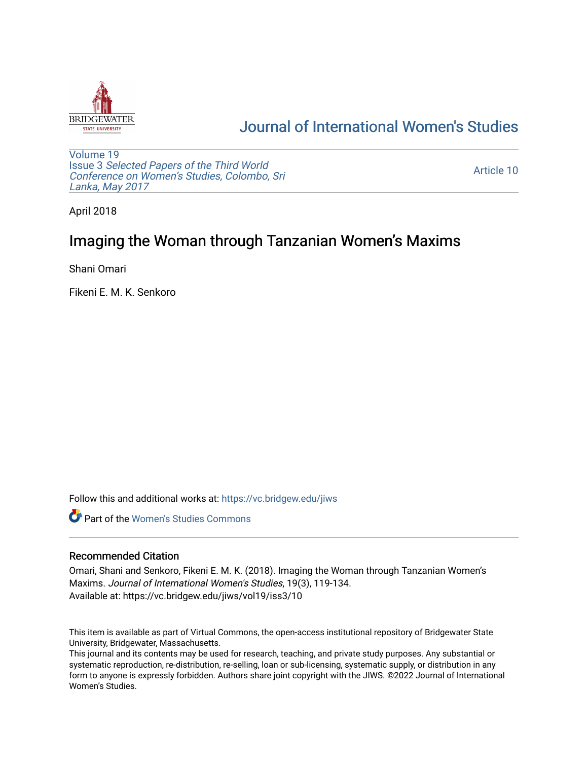Journal of International Women's Studies

Volume 19
Issue 3 *Selected Papers of the Third World Conference on Women's Studies, Colombo, Sri Lanka, May 2017*

Article 10

April 2018

# Imaging the Woman through Tanzanian Women's Maxims

Shani Omari

Fikeni E. M. K. Senkoro

Follow this and additional works at: https://vc.bridgew.edu/jiws

Part of the Women's Studies Commons

## Recommended Citation

Omari, Shani and Senkoro, Fikeni E. M. K. (2018). Imaging the Woman through Tanzanian Women's Maxims. *Journal of International Women's Studies*, 19(3), 119-134.
Available at: https://vc.bridgew.edu/jiws/vol19/iss3/10

This item is available as part of Virtual Commons, the open-access institutional repository of Bridgewater State University, Bridgewater, Massachusetts.
This journal and its contents may be used for research, teaching, and private study purposes. Any substantial or systematic reproduction, re-distribution, re-selling, loan or sub-licensing, systematic supply, or distribution in any form to anyone is expressly forbidden. Authors share joint copyright with the JIWS. ©2022 Journal of International Women's Studies.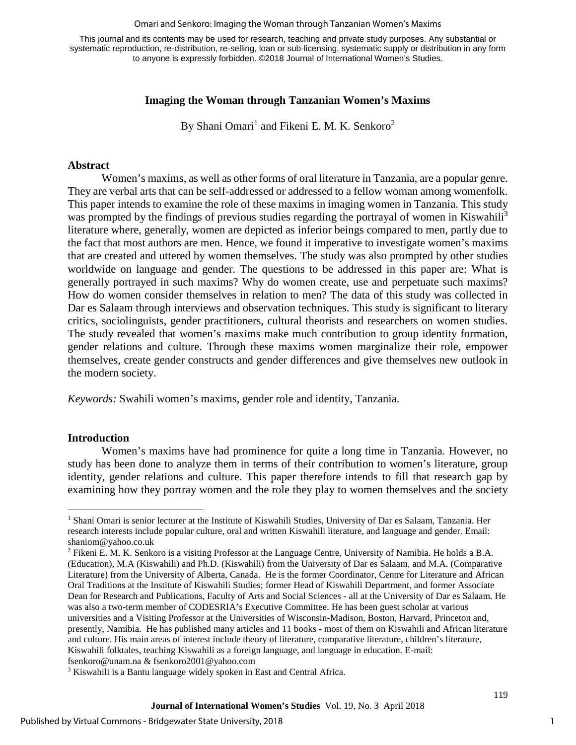# Imaging the Woman through Tanzanian Women's Maxims

By Shani Omari[1] and Fikeni E. M. K. Senkoro[2]

## Abstract

Women's maxims, as well as other forms of oral literature in Tanzania, are a popular genre. They are verbal arts that can be self-addressed or addressed to a fellow woman among womenfolk. This paper intends to examine the role of these maxims in imaging women in Tanzania. This study was prompted by the findings of previous studies regarding the portrayal of women in Kiswahili[3] literature where, generally, women are depicted as inferior beings compared to men, partly due to the fact that most authors are men. Hence, we found it imperative to investigate women's maxims that are created and uttered by women themselves. The study was also prompted by other studies worldwide on language and gender. The questions to be addressed in this paper are: What is generally portrayed in such maxims? Why do women create, use and perpetuate such maxims? How do women consider themselves in relation to men? The data of this study was collected in Dar es Salaam through interviews and observation techniques. This study is significant to literary critics, sociolinguists, gender practitioners, cultural theorists and researchers on women studies. The study revealed that women's maxims make much contribution to group identity formation, gender relations and culture. Through these maxims women marginalize their role, empower themselves, create gender constructs and gender differences and give themselves new outlook in the modern society.

*Keywords:* Swahili women's maxims, gender role and identity, Tanzania.

## Introduction

Women's maxims have had prominence for quite a long time in Tanzania. However, no study has been done to analyze them in terms of their contribution to women's literature, group identity, gender relations and culture. This paper therefore intends to fill that research gap by examining how they portray women and the role they play to women themselves and the society

---

[1] Shani Omari is senior lecturer at the Institute of Kiswahili Studies, University of Dar es Salaam, Tanzania. Her research interests include popular culture, oral and written Kiswahili literature, and language and gender. Email: shaniom@yahoo.co.uk

[2] Fikeni E. M. K. Senkoro is a visiting Professor at the Language Centre, University of Namibia. He holds a B.A. (Education), M.A (Kiswahili) and Ph.D. (Kiswahili) from the University of Dar es Salaam, and M.A. (Comparative Literature) from the University of Alberta, Canada. He is the former Coordinator, Centre for Literature and African Oral Traditions at the Institute of Kiswahili Studies; former Head of Kiswahili Department, and former Associate Dean for Research and Publications, Faculty of Arts and Social Sciences - all at the University of Dar es Salaam. He was also a two-term member of CODESRIA's Executive Committee. He has been guest scholar at various universities and a Visiting Professor at the Universities of Wisconsin-Madison, Boston, Harvard, Princeton and, presently, Namibia. He has published many articles and 11 books - most of them on Kiswahili and African literature and culture. His main areas of interest include theory of literature, comparative literature, children's literature, Kiswahili folktales, teaching Kiswahili as a foreign language, and language in education. E-mail: fsenkoro@unam.na & fsenkoro2001@yahoo.com

[3] Kiswahili is a Bantu language widely spoken in East and Central Africa.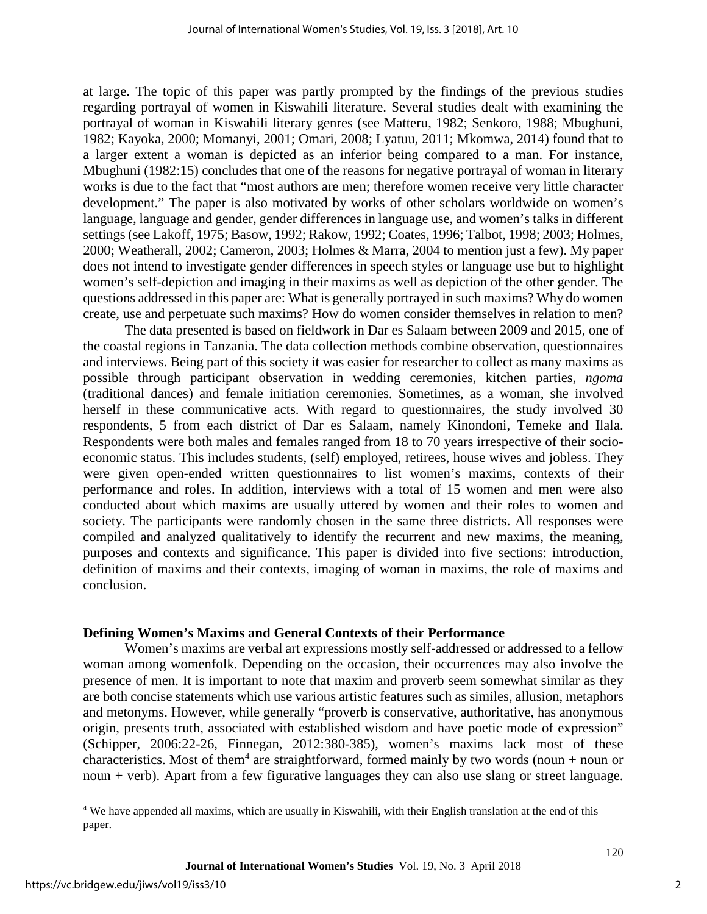at large. The topic of this paper was partly prompted by the findings of the previous studies regarding portrayal of women in Kiswahili literature. Several studies dealt with examining the portrayal of woman in Kiswahili literary genres (see Matteru, 1982; Senkoro, 1988; Mbughuni, 1982; Kayoka, 2000; Momanyi, 2001; Omari, 2008; Lyatuu, 2011; Mkomwa, 2014) found that to a larger extent a woman is depicted as an inferior being compared to a man. For instance, Mbughuni (1982:15) concludes that one of the reasons for negative portrayal of woman in literary works is due to the fact that "most authors are men; therefore women receive very little character development." The paper is also motivated by works of other scholars worldwide on women's language, language and gender, gender differences in language use, and women's talks in different settings (see Lakoff, 1975; Basow, 1992; Rakow, 1992; Coates, 1996; Talbot, 1998; 2003; Holmes, 2000; Weatherall, 2002; Cameron, 2003; Holmes & Marra, 2004 to mention just a few). My paper does not intend to investigate gender differences in speech styles or language use but to highlight women's self-depiction and imaging in their maxims as well as depiction of the other gender. The questions addressed in this paper are: What is generally portrayed in such maxims? Why do women create, use and perpetuate such maxims? How do women consider themselves in relation to men?

The data presented is based on fieldwork in Dar es Salaam between 2009 and 2015, one of the coastal regions in Tanzania. The data collection methods combine observation, questionnaires and interviews. Being part of this society it was easier for researcher to collect as many maxims as possible through participant observation in wedding ceremonies, kitchen parties, *ngoma* (traditional dances) and female initiation ceremonies. Sometimes, as a woman, she involved herself in these communicative acts. With regard to questionnaires, the study involved 30 respondents, 5 from each district of Dar es Salaam, namely Kinondoni, Temeke and Ilala. Respondents were both males and females ranged from 18 to 70 years irrespective of their socio-economic status. This includes students, (self) employed, retirees, house wives and jobless. They were given open-ended written questionnaires to list women's maxims, contexts of their performance and roles. In addition, interviews with a total of 15 women and men were also conducted about which maxims are usually uttered by women and their roles to women and society. The participants were randomly chosen in the same three districts. All responses were compiled and analyzed qualitatively to identify the recurrent and new maxims, the meaning, purposes and contexts and significance. This paper is divided into five sections: introduction, definition of maxims and their contexts, imaging of woman in maxims, the role of maxims and conclusion.

## Defining Women's Maxims and General Contexts of their Performance

Women's maxims are verbal art expressions mostly self-addressed or addressed to a fellow woman among womenfolk. Depending on the occasion, their occurrences may also involve the presence of men. It is important to note that maxim and proverb seem somewhat similar as they are both concise statements which use various artistic features such as similes, allusion, metaphors and metonyms. However, while generally "proverb is conservative, authoritative, has anonymous origin, presents truth, associated with established wisdom and have poetic mode of expression" (Schipper, 2006:22-26, Finnegan, 2012:380-385), women's maxims lack most of these characteristics. Most of them[4] are straightforward, formed mainly by two words (noun + noun or noun + verb). Apart from a few figurative languages they can also use slang or street language.

[4] We have appended all maxims, which are usually in Kiswahili, with their English translation at the end of this paper.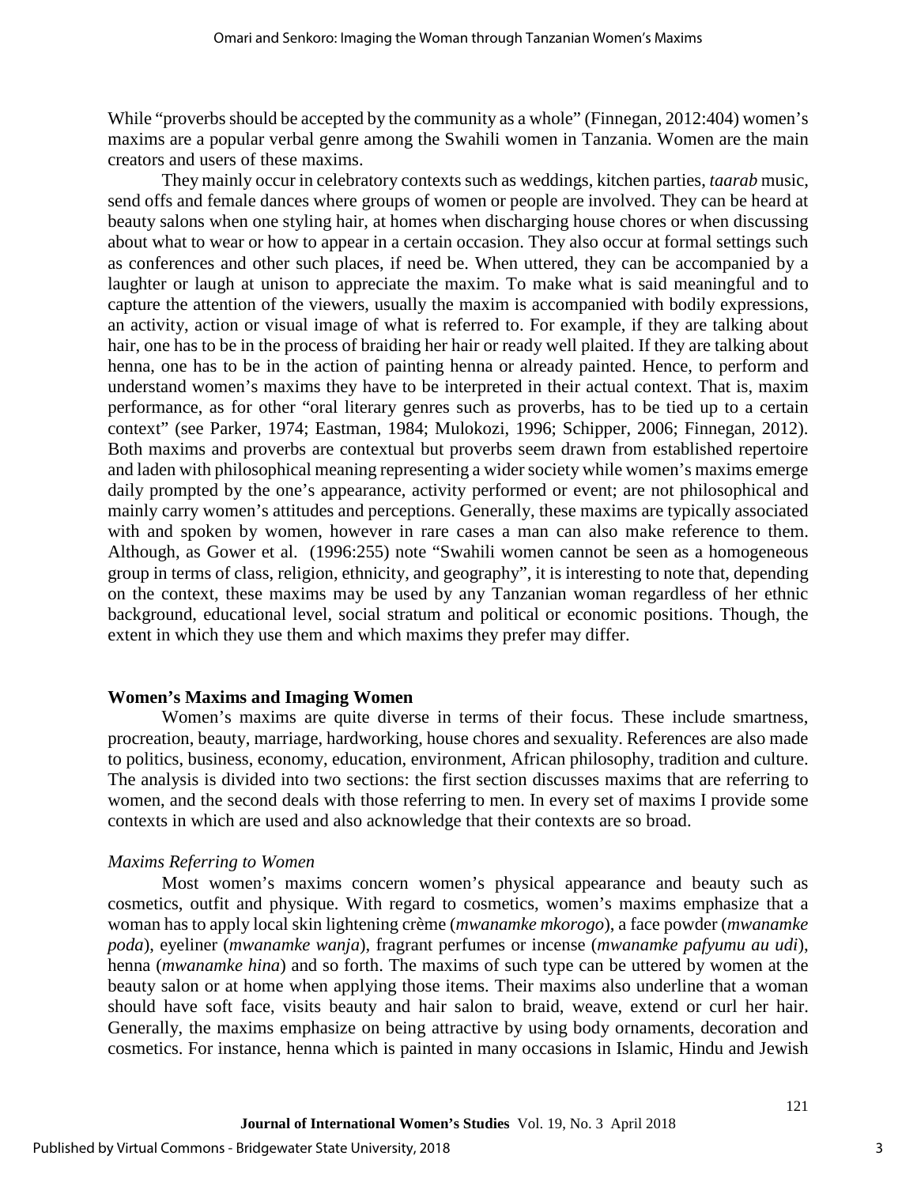While "proverbs should be accepted by the community as a whole" (Finnegan, 2012:404) women's maxims are a popular verbal genre among the Swahili women in Tanzania. Women are the main creators and users of these maxims.

They mainly occur in celebratory contexts such as weddings, kitchen parties, *taarab* music, send offs and female dances where groups of women or people are involved. They can be heard at beauty salons when one styling hair, at homes when discharging house chores or when discussing about what to wear or how to appear in a certain occasion. They also occur at formal settings such as conferences and other such places, if need be. When uttered, they can be accompanied by a laughter or laugh at unison to appreciate the maxim. To make what is said meaningful and to capture the attention of the viewers, usually the maxim is accompanied with bodily expressions, an activity, action or visual image of what is referred to. For example, if they are talking about hair, one has to be in the process of braiding her hair or ready well plaited. If they are talking about henna, one has to be in the action of painting henna or already painted. Hence, to perform and understand women's maxims they have to be interpreted in their actual context. That is, maxim performance, as for other "oral literary genres such as proverbs, has to be tied up to a certain context" (see Parker, 1974; Eastman, 1984; Mulokozi, 1996; Schipper, 2006; Finnegan, 2012). Both maxims and proverbs are contextual but proverbs seem drawn from established repertoire and laden with philosophical meaning representing a wider society while women's maxims emerge daily prompted by the one's appearance, activity performed or event; are not philosophical and mainly carry women's attitudes and perceptions. Generally, these maxims are typically associated with and spoken by women, however in rare cases a man can also make reference to them. Although, as Gower et al. (1996:255) note "Swahili women cannot be seen as a homogeneous group in terms of class, religion, ethnicity, and geography", it is interesting to note that, depending on the context, these maxims may be used by any Tanzanian woman regardless of her ethnic background, educational level, social stratum and political or economic positions. Though, the extent in which they use them and which maxims they prefer may differ.

## Women's Maxims and Imaging Women

Women's maxims are quite diverse in terms of their focus. These include smartness, procreation, beauty, marriage, hardworking, house chores and sexuality. References are also made to politics, business, economy, education, environment, African philosophy, tradition and culture. The analysis is divided into two sections: the first section discusses maxims that are referring to women, and the second deals with those referring to men. In every set of maxims I provide some contexts in which are used and also acknowledge that their contexts are so broad.

### *Maxims Referring to Women*

Most women's maxims concern women's physical appearance and beauty such as cosmetics, outfit and physique. With regard to cosmetics, women's maxims emphasize that a woman has to apply local skin lightening crème (*mwanamke mkorogo*), a face powder (*mwanamke poda*), eyeliner (*mwanamke wanja*), fragrant perfumes or incense (*mwanamke pafyumu au udi*), henna (*mwanamke hina*) and so forth. The maxims of such type can be uttered by women at the beauty salon or at home when applying those items. Their maxims also underline that a woman should have soft face, visits beauty and hair salon to braid, weave, extend or curl her hair. Generally, the maxims emphasize on being attractive by using body ornaments, decoration and cosmetics. For instance, henna which is painted in many occasions in Islamic, Hindu and Jewish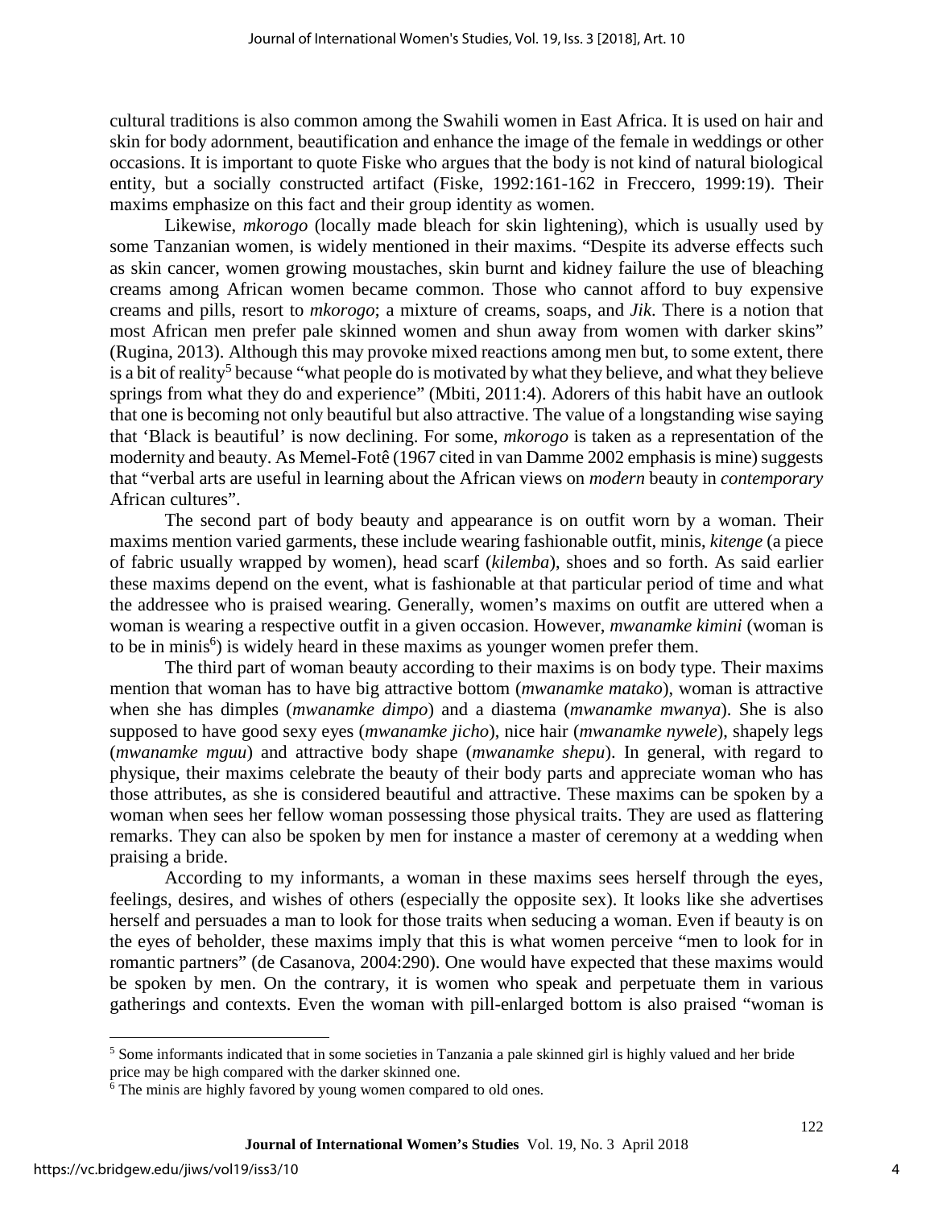cultural traditions is also common among the Swahili women in East Africa. It is used on hair and skin for body adornment, beautification and enhance the image of the female in weddings or other occasions. It is important to quote Fiske who argues that the body is not kind of natural biological entity, but a socially constructed artifact (Fiske, 1992:161-162 in Freccero, 1999:19). Their maxims emphasize on this fact and their group identity as women.

Likewise, *mkorogo* (locally made bleach for skin lightening), which is usually used by some Tanzanian women, is widely mentioned in their maxims. "Despite its adverse effects such as skin cancer, women growing moustaches, skin burnt and kidney failure the use of bleaching creams among African women became common. Those who cannot afford to buy expensive creams and pills, resort to *mkorogo*; a mixture of creams, soaps, and *Jik*. There is a notion that most African men prefer pale skinned women and shun away from women with darker skins" (Rugina, 2013). Although this may provoke mixed reactions among men but, to some extent, there is a bit of reality[5] because "what people do is motivated by what they believe, and what they believe springs from what they do and experience" (Mbiti, 2011:4). Adorers of this habit have an outlook that one is becoming not only beautiful but also attractive. The value of a longstanding wise saying that 'Black is beautiful' is now declining. For some, *mkorogo* is taken as a representation of the modernity and beauty. As Memel-Fotê (1967 cited in van Damme 2002 emphasis is mine) suggests that "verbal arts are useful in learning about the African views on *modern* beauty in *contemporary* African cultures".

The second part of body beauty and appearance is on outfit worn by a woman. Their maxims mention varied garments, these include wearing fashionable outfit, minis, *kitenge* (a piece of fabric usually wrapped by women), head scarf (*kilemba*), shoes and so forth. As said earlier these maxims depend on the event, what is fashionable at that particular period of time and what the addressee who is praised wearing. Generally, women's maxims on outfit are uttered when a woman is wearing a respective outfit in a given occasion. However, *mwanamke kimini* (woman is to be in minis[6]) is widely heard in these maxims as younger women prefer them.

The third part of woman beauty according to their maxims is on body type. Their maxims mention that woman has to have big attractive bottom (*mwanamke matako*), woman is attractive when she has dimples (*mwanamke dimpo*) and a diastema (*mwanamke mwanya*). She is also supposed to have good sexy eyes (*mwanamke jicho*), nice hair (*mwanamke nywele*), shapely legs (*mwanamke mguu*) and attractive body shape (*mwanamke shepu*). In general, with regard to physique, their maxims celebrate the beauty of their body parts and appreciate woman who has those attributes, as she is considered beautiful and attractive. These maxims can be spoken by a woman when sees her fellow woman possessing those physical traits. They are used as flattering remarks. They can also be spoken by men for instance a master of ceremony at a wedding when praising a bride.

According to my informants, a woman in these maxims sees herself through the eyes, feelings, desires, and wishes of others (especially the opposite sex). It looks like she advertises herself and persuades a man to look for those traits when seducing a woman. Even if beauty is on the eyes of beholder, these maxims imply that this is what women perceive "men to look for in romantic partners" (de Casanova, 2004:290). One would have expected that these maxims would be spoken by men. On the contrary, it is women who speak and perpetuate them in various gatherings and contexts. Even the woman with pill-enlarged bottom is also praised "woman is

[5] Some informants indicated that in some societies in Tanzania a pale skinned girl is highly valued and her bride price may be high compared with the darker skinned one.

[6] The minis are highly favored by young women compared to old ones.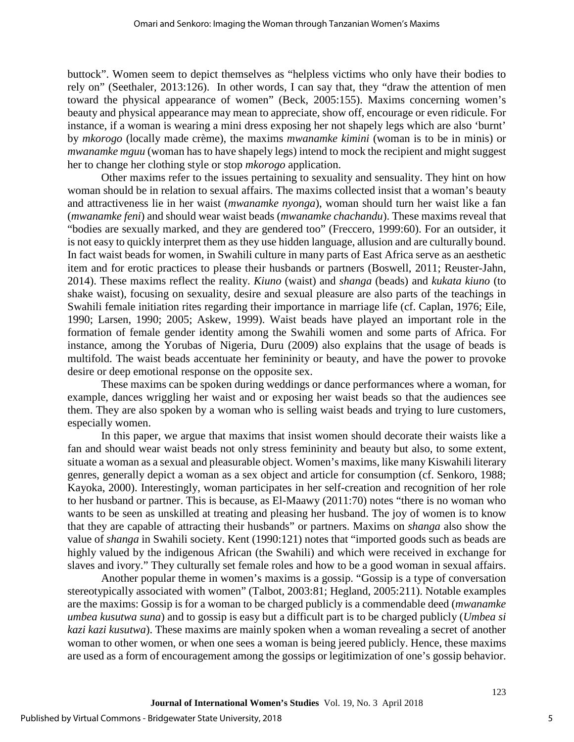buttock". Women seem to depict themselves as "helpless victims who only have their bodies to rely on" (Seethaler, 2013:126). In other words, I can say that, they "draw the attention of men toward the physical appearance of women" (Beck, 2005:155). Maxims concerning women's beauty and physical appearance may mean to appreciate, show off, encourage or even ridicule. For instance, if a woman is wearing a mini dress exposing her not shapely legs which are also 'burnt' by *mkorogo* (locally made crème), the maxims *mwanamke kimini* (woman is to be in minis) or *mwanamke mguu* (woman has to have shapely legs) intend to mock the recipient and might suggest her to change her clothing style or stop *mkorogo* application.

Other maxims refer to the issues pertaining to sexuality and sensuality. They hint on how woman should be in relation to sexual affairs. The maxims collected insist that a woman's beauty and attractiveness lie in her waist (*mwanamke nyonga*), woman should turn her waist like a fan (*mwanamke feni*) and should wear waist beads (*mwanamke chachandu*). These maxims reveal that "bodies are sexually marked, and they are gendered too" (Freccero, 1999:60). For an outsider, it is not easy to quickly interpret them as they use hidden language, allusion and are culturally bound. In fact waist beads for women, in Swahili culture in many parts of East Africa serve as an aesthetic item and for erotic practices to please their husbands or partners (Boswell, 2011; Reuster-Jahn, 2014). These maxims reflect the reality. *Kiuno* (waist) and *shanga* (beads) and *kukata kiuno* (to shake waist), focusing on sexuality, desire and sexual pleasure are also parts of the teachings in Swahili female initiation rites regarding their importance in marriage life (cf. Caplan, 1976; Eile, 1990; Larsen, 1990; 2005; Askew, 1999). Waist beads have played an important role in the formation of female gender identity among the Swahili women and some parts of Africa. For instance, among the Yorubas of Nigeria, Duru (2009) also explains that the usage of beads is multifold. The waist beads accentuate her femininity or beauty, and have the power to provoke desire or deep emotional response on the opposite sex.

These maxims can be spoken during weddings or dance performances where a woman, for example, dances wriggling her waist and or exposing her waist beads so that the audiences see them. They are also spoken by a woman who is selling waist beads and trying to lure customers, especially women.

In this paper, we argue that maxims that insist women should decorate their waists like a fan and should wear waist beads not only stress femininity and beauty but also, to some extent, situate a woman as a sexual and pleasurable object. Women's maxims, like many Kiswahili literary genres, generally depict a woman as a sex object and article for consumption (cf. Senkoro, 1988; Kayoka, 2000). Interestingly, woman participates in her self-creation and recognition of her role to her husband or partner. This is because, as El-Maawy (2011:70) notes "there is no woman who wants to be seen as unskilled at treating and pleasing her husband. The joy of women is to know that they are capable of attracting their husbands" or partners. Maxims on *shanga* also show the value of *shanga* in Swahili society. Kent (1990:121) notes that "imported goods such as beads are highly valued by the indigenous African (the Swahili) and which were received in exchange for slaves and ivory." They culturally set female roles and how to be a good woman in sexual affairs.

Another popular theme in women's maxims is a gossip. "Gossip is a type of conversation stereotypically associated with women" (Talbot, 2003:81; Hegland, 2005:211). Notable examples are the maxims: Gossip is for a woman to be charged publicly is a commendable deed (*mwanamke umbea kusutwa suna*) and to gossip is easy but a difficult part is to be charged publicly (*Umbea si kazi kazi kusutwa*). These maxims are mainly spoken when a woman revealing a secret of another woman to other women, or when one sees a woman is being jeered publicly. Hence, these maxims are used as a form of encouragement among the gossips or legitimization of one's gossip behavior.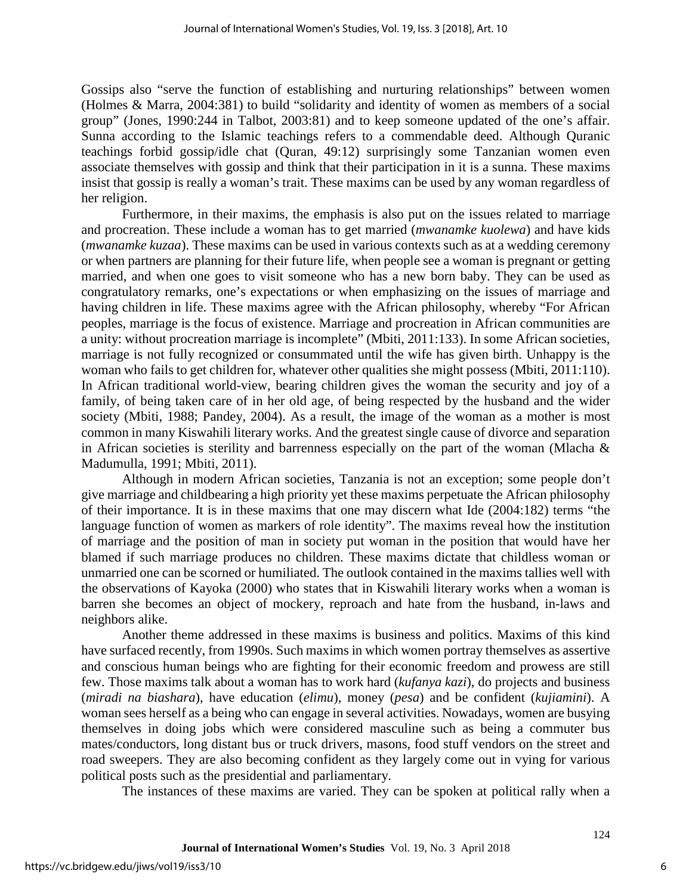Gossips also "serve the function of establishing and nurturing relationships" between women (Holmes & Marra, 2004:381) to build "solidarity and identity of women as members of a social group" (Jones, 1990:244 in Talbot, 2003:81) and to keep someone updated of the one's affair. Sunna according to the Islamic teachings refers to a commendable deed. Although Quranic teachings forbid gossip/idle chat (Quran, 49:12) surprisingly some Tanzanian women even associate themselves with gossip and think that their participation in it is a sunna. These maxims insist that gossip is really a woman's trait. These maxims can be used by any woman regardless of her religion.

Furthermore, in their maxims, the emphasis is also put on the issues related to marriage and procreation. These include a woman has to get married (*mwanamke kuolewa*) and have kids (*mwanamke kuzaa*). These maxims can be used in various contexts such as at a wedding ceremony or when partners are planning for their future life, when people see a woman is pregnant or getting married, and when one goes to visit someone who has a new born baby. They can be used as congratulatory remarks, one's expectations or when emphasizing on the issues of marriage and having children in life. These maxims agree with the African philosophy, whereby "For African peoples, marriage is the focus of existence. Marriage and procreation in African communities are a unity: without procreation marriage is incomplete" (Mbiti, 2011:133). In some African societies, marriage is not fully recognized or consummated until the wife has given birth. Unhappy is the woman who fails to get children for, whatever other qualities she might possess (Mbiti, 2011:110). In African traditional world-view, bearing children gives the woman the security and joy of a family, of being taken care of in her old age, of being respected by the husband and the wider society (Mbiti, 1988; Pandey, 2004). As a result, the image of the woman as a mother is most common in many Kiswahili literary works. And the greatest single cause of divorce and separation in African societies is sterility and barrenness especially on the part of the woman (Mlacha & Madumulla, 1991; Mbiti, 2011).

Although in modern African societies, Tanzania is not an exception; some people don't give marriage and childbearing a high priority yet these maxims perpetuate the African philosophy of their importance. It is in these maxims that one may discern what Ide (2004:182) terms "the language function of women as markers of role identity". The maxims reveal how the institution of marriage and the position of man in society put woman in the position that would have her blamed if such marriage produces no children. These maxims dictate that childless woman or unmarried one can be scorned or humiliated. The outlook contained in the maxims tallies well with the observations of Kayoka (2000) who states that in Kiswahili literary works when a woman is barren she becomes an object of mockery, reproach and hate from the husband, in-laws and neighbors alike.

Another theme addressed in these maxims is business and politics. Maxims of this kind have surfaced recently, from 1990s. Such maxims in which women portray themselves as assertive and conscious human beings who are fighting for their economic freedom and prowess are still few. Those maxims talk about a woman has to work hard (*kufanya kazi*), do projects and business (*miradi na biashara*), have education (*elimu*), money (*pesa*) and be confident (*kujiamini*). A woman sees herself as a being who can engage in several activities. Nowadays, women are busying themselves in doing jobs which were considered masculine such as being a commuter bus mates/conductors, long distant bus or truck drivers, masons, food stuff vendors on the street and road sweepers. They are also becoming confident as they largely come out in vying for various political posts such as the presidential and parliamentary.

The instances of these maxims are varied. They can be spoken at political rally when a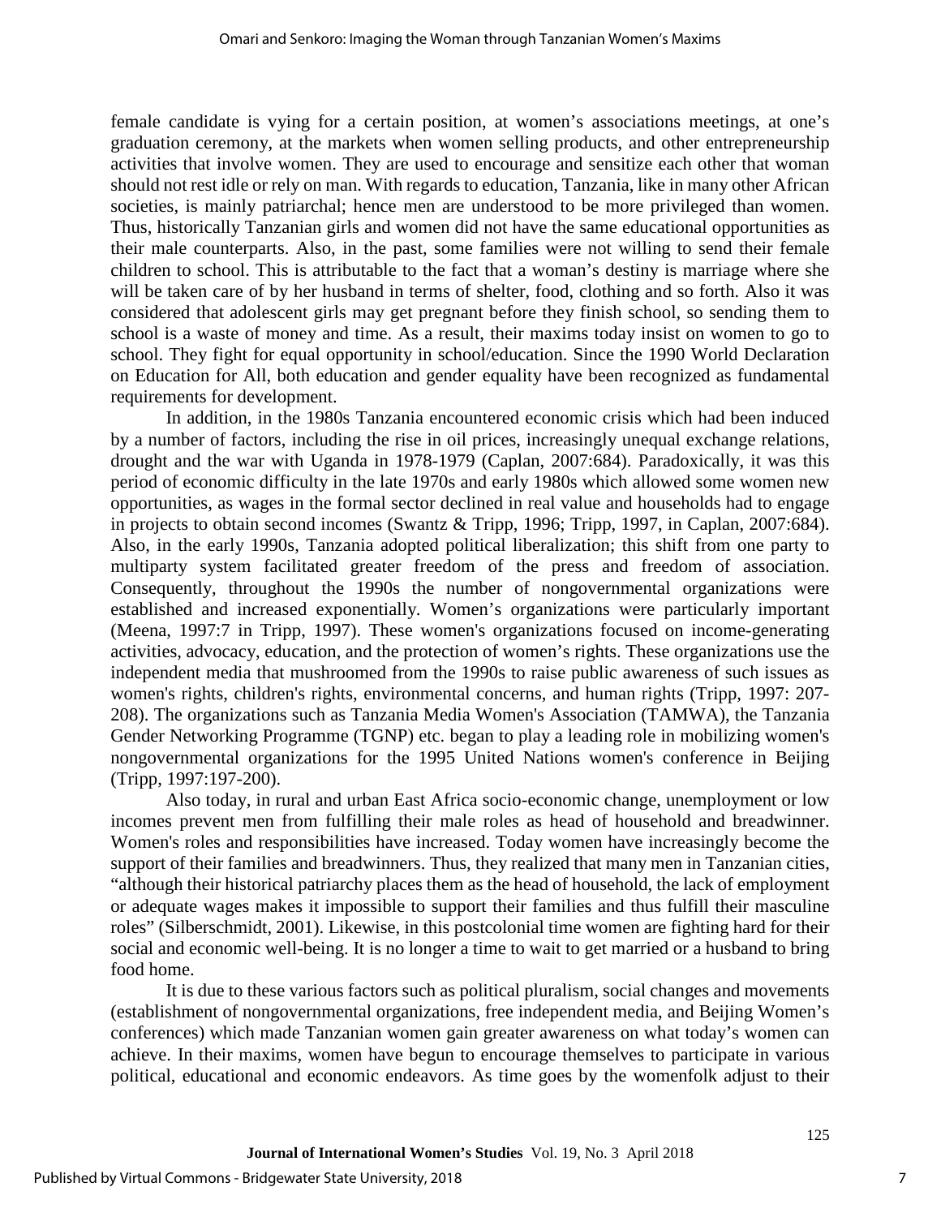female candidate is vying for a certain position, at women's associations meetings, at one's graduation ceremony, at the markets when women selling products, and other entrepreneurship activities that involve women. They are used to encourage and sensitize each other that woman should not rest idle or rely on man. With regards to education, Tanzania, like in many other African societies, is mainly patriarchal; hence men are understood to be more privileged than women. Thus, historically Tanzanian girls and women did not have the same educational opportunities as their male counterparts. Also, in the past, some families were not willing to send their female children to school. This is attributable to the fact that a woman's destiny is marriage where she will be taken care of by her husband in terms of shelter, food, clothing and so forth. Also it was considered that adolescent girls may get pregnant before they finish school, so sending them to school is a waste of money and time. As a result, their maxims today insist on women to go to school. They fight for equal opportunity in school/education. Since the 1990 World Declaration on Education for All, both education and gender equality have been recognized as fundamental requirements for development.

In addition, in the 1980s Tanzania encountered economic crisis which had been induced by a number of factors, including the rise in oil prices, increasingly unequal exchange relations, drought and the war with Uganda in 1978-1979 (Caplan, 2007:684). Paradoxically, it was this period of economic difficulty in the late 1970s and early 1980s which allowed some women new opportunities, as wages in the formal sector declined in real value and households had to engage in projects to obtain second incomes (Swantz & Tripp, 1996; Tripp, 1997, in Caplan, 2007:684). Also, in the early 1990s, Tanzania adopted political liberalization; this shift from one party to multiparty system facilitated greater freedom of the press and freedom of association. Consequently, throughout the 1990s the number of nongovernmental organizations were established and increased exponentially. Women's organizations were particularly important (Meena, 1997:7 in Tripp, 1997). These women's organizations focused on income-generating activities, advocacy, education, and the protection of women's rights. These organizations use the independent media that mushroomed from the 1990s to raise public awareness of such issues as women's rights, children's rights, environmental concerns, and human rights (Tripp, 1997: 207-208). The organizations such as Tanzania Media Women's Association (TAMWA), the Tanzania Gender Networking Programme (TGNP) etc. began to play a leading role in mobilizing women's nongovernmental organizations for the 1995 United Nations women's conference in Beijing (Tripp, 1997:197-200).

Also today, in rural and urban East Africa socio-economic change, unemployment or low incomes prevent men from fulfilling their male roles as head of household and breadwinner. Women's roles and responsibilities have increased. Today women have increasingly become the support of their families and breadwinners. Thus, they realized that many men in Tanzanian cities, "although their historical patriarchy places them as the head of household, the lack of employment or adequate wages makes it impossible to support their families and thus fulfill their masculine roles" (Silberschmidt, 2001). Likewise, in this postcolonial time women are fighting hard for their social and economic well-being. It is no longer a time to wait to get married or a husband to bring food home.

It is due to these various factors such as political pluralism, social changes and movements (establishment of nongovernmental organizations, free independent media, and Beijing Women's conferences) which made Tanzanian women gain greater awareness on what today's women can achieve. In their maxims, women have begun to encourage themselves to participate in various political, educational and economic endeavors. As time goes by the womenfolk adjust to their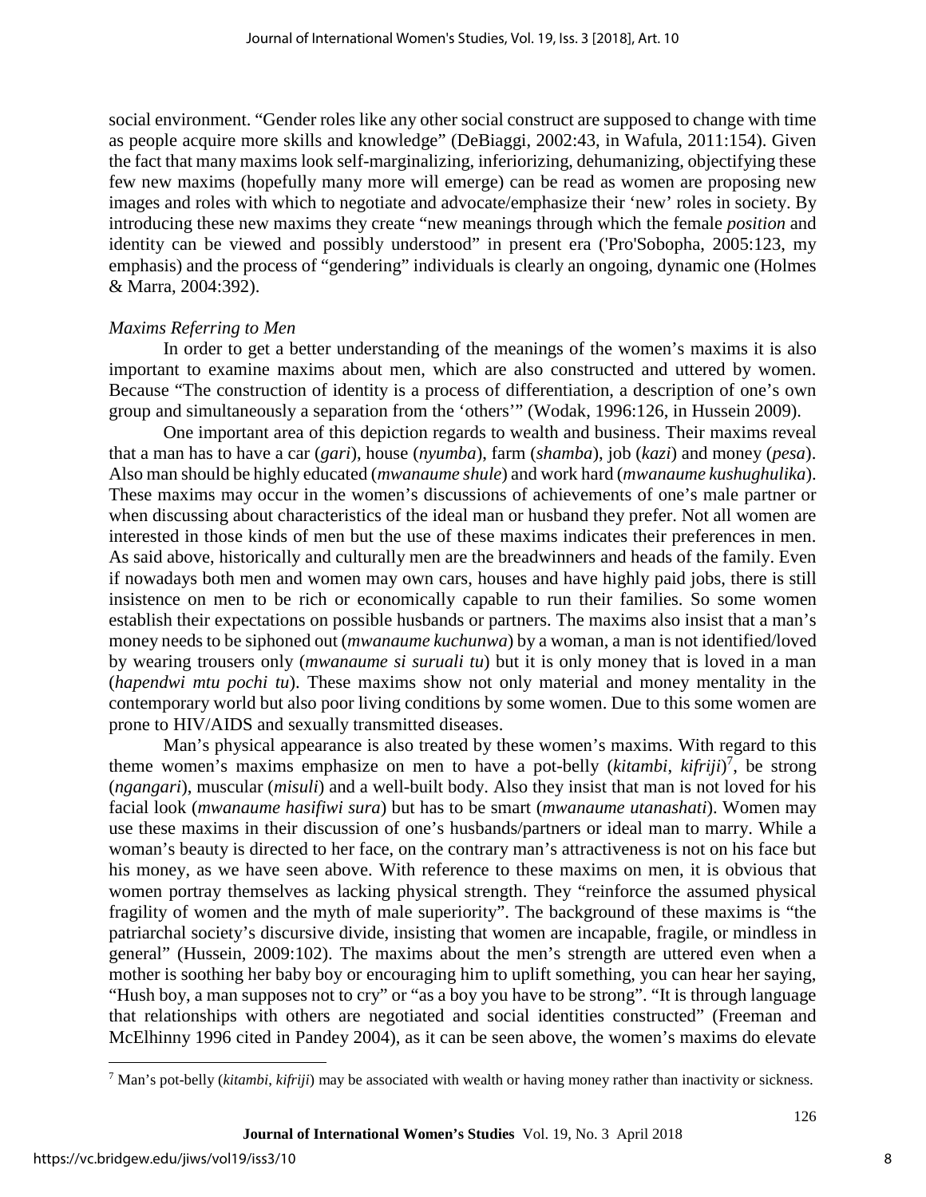social environment. "Gender roles like any other social construct are supposed to change with time as people acquire more skills and knowledge" (DeBiaggi, 2002:43, in Wafula, 2011:154). Given the fact that many maxims look self-marginalizing, inferiorizing, dehumanizing, objectifying these few new maxims (hopefully many more will emerge) can be read as women are proposing new images and roles with which to negotiate and advocate/emphasize their 'new' roles in society. By introducing these new maxims they create "new meanings through which the female *position* and identity can be viewed and possibly understood" in present era ('Pro'Sobopha, 2005:123, my emphasis) and the process of "gendering" individuals is clearly an ongoing, dynamic one (Holmes & Marra, 2004:392).

### *Maxims Referring to Men*

In order to get a better understanding of the meanings of the women's maxims it is also important to examine maxims about men, which are also constructed and uttered by women. Because "The construction of identity is a process of differentiation, a description of one's own group and simultaneously a separation from the 'others'" (Wodak, 1996:126, in Hussein 2009).

One important area of this depiction regards to wealth and business. Their maxims reveal that a man has to have a car (*gari*), house (*nyumba*), farm (*shamba*), job (*kazi*) and money (*pesa*). Also man should be highly educated (*mwanaume shule*) and work hard (*mwanaume kushughulika*). These maxims may occur in the women's discussions of achievements of one's male partner or when discussing about characteristics of the ideal man or husband they prefer. Not all women are interested in those kinds of men but the use of these maxims indicates their preferences in men. As said above, historically and culturally men are the breadwinners and heads of the family. Even if nowadays both men and women may own cars, houses and have highly paid jobs, there is still insistence on men to be rich or economically capable to run their families. So some women establish their expectations on possible husbands or partners. The maxims also insist that a man's money needs to be siphoned out (*mwanaume kuchunwa*) by a woman, a man is not identified/loved by wearing trousers only (*mwanaume si suruali tu*) but it is only money that is loved in a man (*hapendwi mtu pochi tu*). These maxims show not only material and money mentality in the contemporary world but also poor living conditions by some women. Due to this some women are prone to HIV/AIDS and sexually transmitted diseases.

Man's physical appearance is also treated by these women's maxims. With regard to this theme women's maxims emphasize on men to have a pot-belly (*kitambi*, *kifriji*)[7], be strong (*ngangari*), muscular (*misuli*) and a well-built body. Also they insist that man is not loved for his facial look (*mwanaume hasifiwi sura*) but has to be smart (*mwanaume utanashati*). Women may use these maxims in their discussion of one's husbands/partners or ideal man to marry. While a woman's beauty is directed to her face, on the contrary man's attractiveness is not on his face but his money, as we have seen above. With reference to these maxims on men, it is obvious that women portray themselves as lacking physical strength. They "reinforce the assumed physical fragility of women and the myth of male superiority". The background of these maxims is "the patriarchal society's discursive divide, insisting that women are incapable, fragile, or mindless in general" (Hussein, 2009:102). The maxims about the men's strength are uttered even when a mother is soothing her baby boy or encouraging him to uplift something, you can hear her saying, "Hush boy, a man supposes not to cry" or "as a boy you have to be strong". "It is through language that relationships with others are negotiated and social identities constructed" (Freeman and McElhinny 1996 cited in Pandey 2004), as it can be seen above, the women's maxims do elevate

[7] Man's pot-belly (*kitambi*, *kifriji*) may be associated with wealth or having money rather than inactivity or sickness.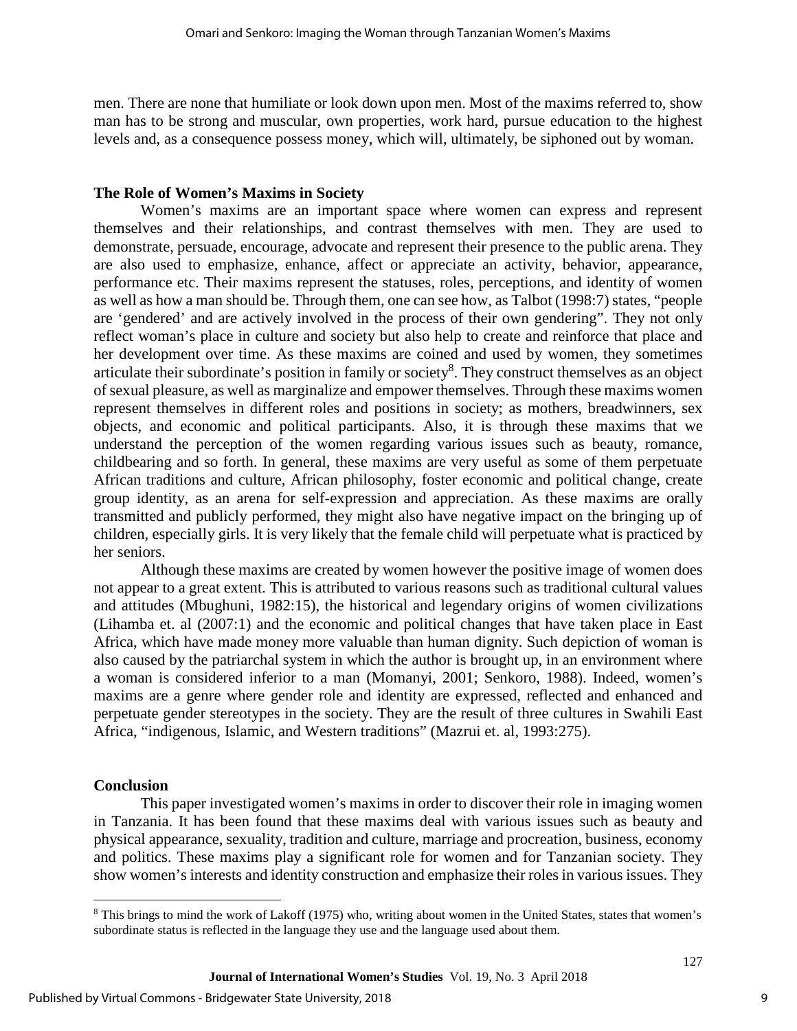men. There are none that humiliate or look down upon men. Most of the maxims referred to, show man has to be strong and muscular, own properties, work hard, pursue education to the highest levels and, as a consequence possess money, which will, ultimately, be siphoned out by woman.

### The Role of Women's Maxims in Society

Women's maxims are an important space where women can express and represent themselves and their relationships, and contrast themselves with men. They are used to demonstrate, persuade, encourage, advocate and represent their presence to the public arena. They are also used to emphasize, enhance, affect or appreciate an activity, behavior, appearance, performance etc. Their maxims represent the statuses, roles, perceptions, and identity of women as well as how a man should be. Through them, one can see how, as Talbot (1998:7) states, "people are 'gendered' and are actively involved in the process of their own gendering". They not only reflect woman's place in culture and society but also help to create and reinforce that place and her development over time. As these maxims are coined and used by women, they sometimes articulate their subordinate's position in family or society[8]. They construct themselves as an object of sexual pleasure, as well as marginalize and empower themselves. Through these maxims women represent themselves in different roles and positions in society; as mothers, breadwinners, sex objects, and economic and political participants. Also, it is through these maxims that we understand the perception of the women regarding various issues such as beauty, romance, childbearing and so forth. In general, these maxims are very useful as some of them perpetuate African traditions and culture, African philosophy, foster economic and political change, create group identity, as an arena for self-expression and appreciation. As these maxims are orally transmitted and publicly performed, they might also have negative impact on the bringing up of children, especially girls. It is very likely that the female child will perpetuate what is practiced by her seniors.

Although these maxims are created by women however the positive image of women does not appear to a great extent. This is attributed to various reasons such as traditional cultural values and attitudes (Mbughuni, 1982:15), the historical and legendary origins of women civilizations (Lihamba et. al (2007:1) and the economic and political changes that have taken place in East Africa, which have made money more valuable than human dignity. Such depiction of woman is also caused by the patriarchal system in which the author is brought up, in an environment where a woman is considered inferior to a man (Momanyi, 2001; Senkoro, 1988). Indeed, women's maxims are a genre where gender role and identity are expressed, reflected and enhanced and perpetuate gender stereotypes in the society. They are the result of three cultures in Swahili East Africa, "indigenous, Islamic, and Western traditions" (Mazrui et. al, 1993:275).

### Conclusion

This paper investigated women's maxims in order to discover their role in imaging women in Tanzania. It has been found that these maxims deal with various issues such as beauty and physical appearance, sexuality, tradition and culture, marriage and procreation, business, economy and politics. These maxims play a significant role for women and for Tanzanian society. They show women's interests and identity construction and emphasize their roles in various issues. They

[8] This brings to mind the work of Lakoff (1975) who, writing about women in the United States, states that women's subordinate status is reflected in the language they use and the language used about them.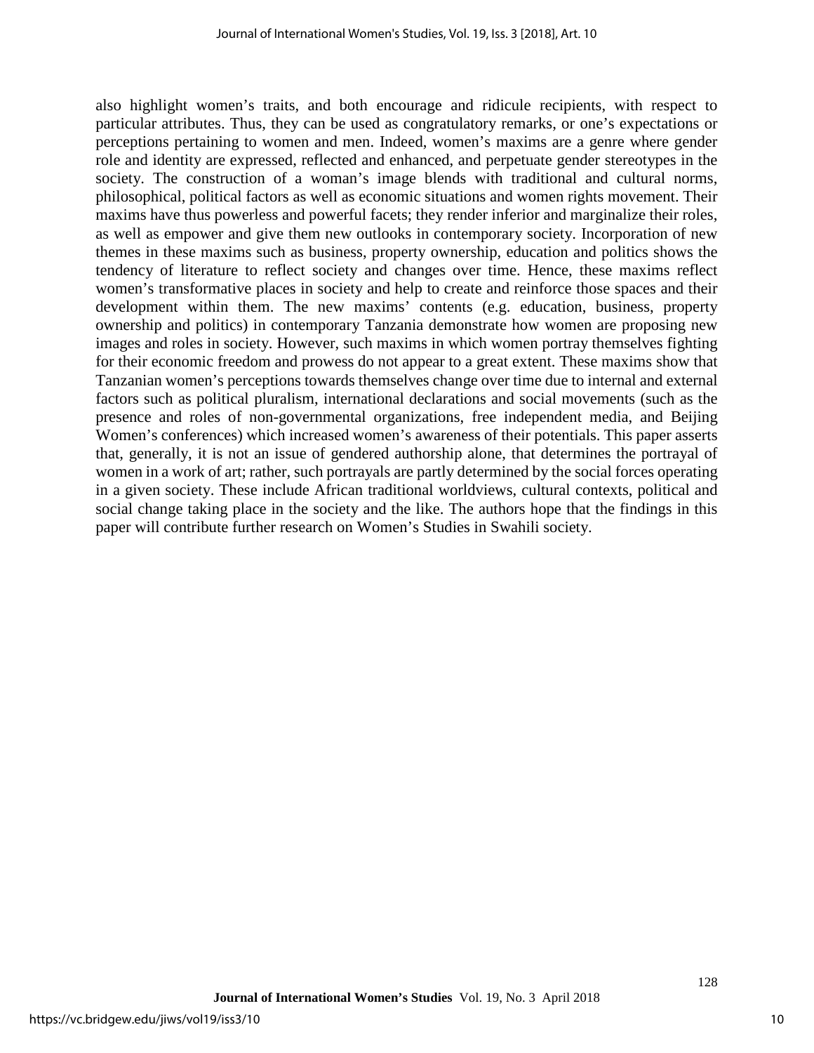also highlight women's traits, and both encourage and ridicule recipients, with respect to particular attributes. Thus, they can be used as congratulatory remarks, or one's expectations or perceptions pertaining to women and men. Indeed, women's maxims are a genre where gender role and identity are expressed, reflected and enhanced, and perpetuate gender stereotypes in the society. The construction of a woman's image blends with traditional and cultural norms, philosophical, political factors as well as economic situations and women rights movement. Their maxims have thus powerless and powerful facets; they render inferior and marginalize their roles, as well as empower and give them new outlooks in contemporary society. Incorporation of new themes in these maxims such as business, property ownership, education and politics shows the tendency of literature to reflect society and changes over time. Hence, these maxims reflect women's transformative places in society and help to create and reinforce those spaces and their development within them. The new maxims' contents (e.g. education, business, property ownership and politics) in contemporary Tanzania demonstrate how women are proposing new images and roles in society. However, such maxims in which women portray themselves fighting for their economic freedom and prowess do not appear to a great extent. These maxims show that Tanzanian women's perceptions towards themselves change over time due to internal and external factors such as political pluralism, international declarations and social movements (such as the presence and roles of non-governmental organizations, free independent media, and Beijing Women's conferences) which increased women's awareness of their potentials. This paper asserts that, generally, it is not an issue of gendered authorship alone, that determines the portrayal of women in a work of art; rather, such portrayals are partly determined by the social forces operating in a given society. These include African traditional worldviews, cultural contexts, political and social change taking place in the society and the like. The authors hope that the findings in this paper will contribute further research on Women's Studies in Swahili society.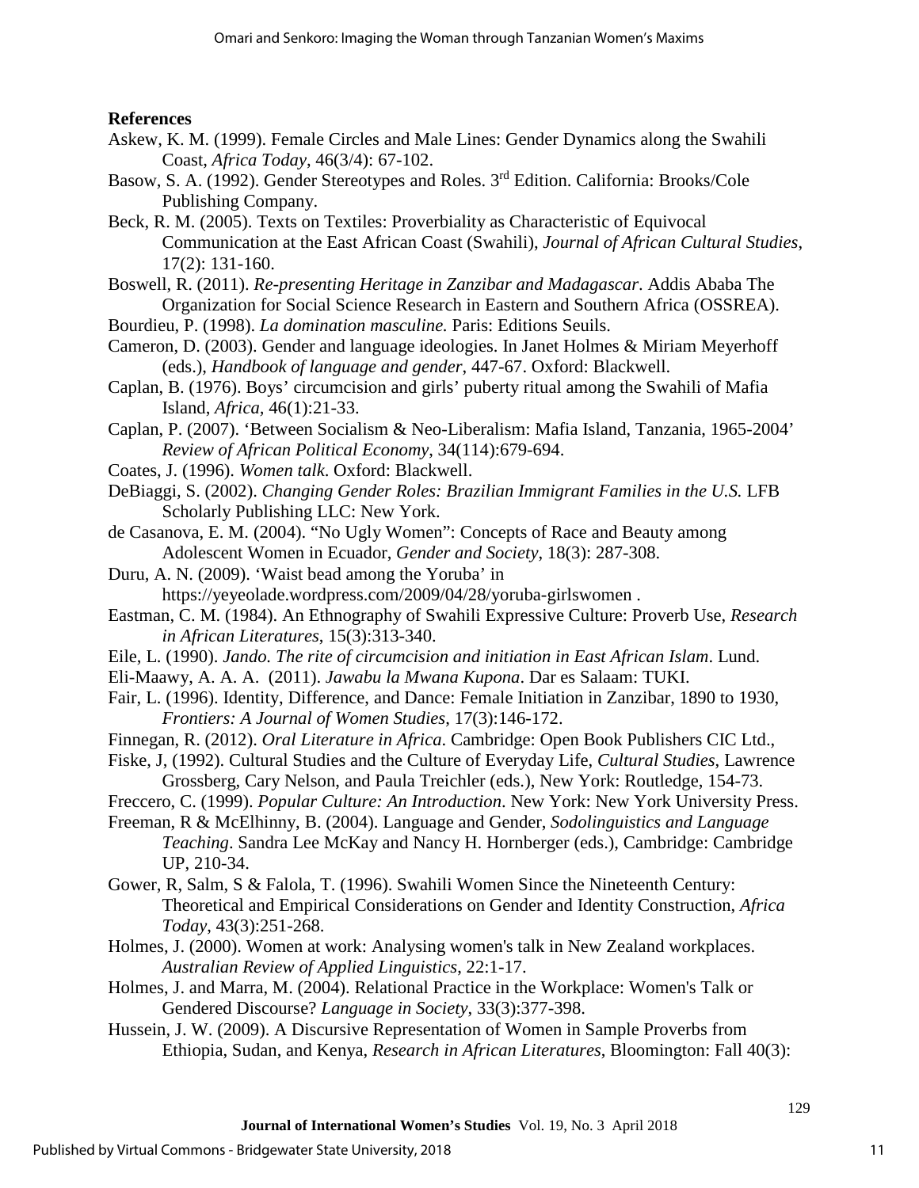**References**

Askew, K. M. (1999). Female Circles and Male Lines: Gender Dynamics along the Swahili Coast, *Africa Today*, 46(3/4): 67-102.

Basow, S. A. (1992). Gender Stereotypes and Roles. 3rd Edition. California: Brooks/Cole Publishing Company.

Beck, R. M. (2005). Texts on Textiles: Proverbiality as Characteristic of Equivocal Communication at the East African Coast (Swahili), *Journal of African Cultural Studies*, 17(2): 131-160.

Boswell, R. (2011). *Re-presenting Heritage in Zanzibar and Madagascar*. Addis Ababa The Organization for Social Science Research in Eastern and Southern Africa (OSSREA).

Bourdieu, P. (1998). *La domination masculine.* Paris: Editions Seuils.

Cameron, D. (2003). Gender and language ideologies. In Janet Holmes & Miriam Meyerhoff (eds.), *Handbook of language and gender*, 447-67. Oxford: Blackwell.

Caplan, B. (1976). Boys' circumcision and girls' puberty ritual among the Swahili of Mafia Island, *Africa*, 46(1):21-33.

Caplan, P. (2007). 'Between Socialism & Neo-Liberalism: Mafia Island, Tanzania, 1965-2004' *Review of African Political Economy*, 34(114):679-694.

Coates, J. (1996). *Women talk*. Oxford: Blackwell.

DeBiaggi, S. (2002). *Changing Gender Roles: Brazilian Immigrant Families in the U.S.* LFB Scholarly Publishing LLC: New York.

de Casanova, E. M. (2004). "No Ugly Women": Concepts of Race and Beauty among Adolescent Women in Ecuador, *Gender and Society*, 18(3): 287-308.

Duru, A. N. (2009). 'Waist bead among the Yoruba' in https://yeyeolade.wordpress.com/2009/04/28/yoruba-girlswomen .

Eastman, C. M. (1984). An Ethnography of Swahili Expressive Culture: Proverb Use, *Research in African Literatures*, 15(3):313-340.

Eile, L. (1990). *Jando. The rite of circumcision and initiation in East African Islam*. Lund.

Eli-Maawy, A. A. A. (2011). *Jawabu la Mwana Kupona*. Dar es Salaam: TUKI.

Fair, L. (1996). Identity, Difference, and Dance: Female Initiation in Zanzibar, 1890 to 1930, *Frontiers: A Journal of Women Studies*, 17(3):146-172.

Finnegan, R. (2012). *Oral Literature in Africa*. Cambridge: Open Book Publishers CIC Ltd.,

Fiske, J, (1992). Cultural Studies and the Culture of Everyday Life, *Cultural Studies*, Lawrence Grossberg, Cary Nelson, and Paula Treichler (eds.), New York: Routledge, 154-73.

Freccero, C. (1999). *Popular Culture: An Introduction*. New York: New York University Press.

Freeman, R & McElhinny, B. (2004). Language and Gender, *Sodolinguistics and Language Teaching*. Sandra Lee McKay and Nancy H. Hornberger (eds.), Cambridge: Cambridge UP, 210-34.

Gower, R, Salm, S & Falola, T. (1996). Swahili Women Since the Nineteenth Century: Theoretical and Empirical Considerations on Gender and Identity Construction, *Africa Today*, 43(3):251-268.

Holmes, J. (2000). Women at work: Analysing women's talk in New Zealand workplaces. *Australian Review of Applied Linguistics*, 22:1-17.

Holmes, J. and Marra, M. (2004). Relational Practice in the Workplace: Women's Talk or Gendered Discourse? *Language in Society*, 33(3):377-398.

Hussein, J. W. (2009). A Discursive Representation of Women in Sample Proverbs from Ethiopia, Sudan, and Kenya, *Research in African Literatures*, Bloomington: Fall 40(3):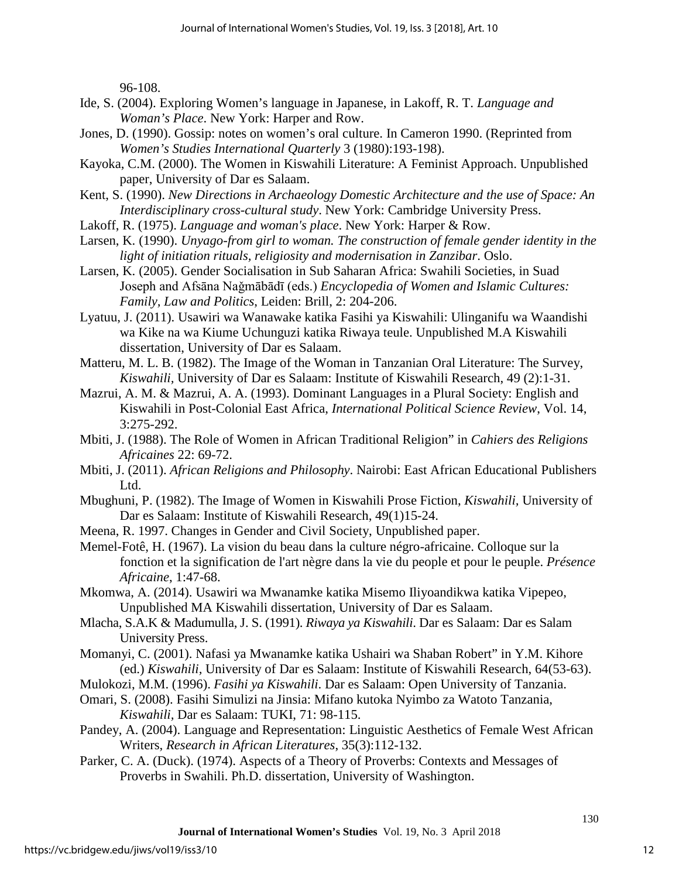96-108.

Ide, S. (2004). Exploring Women's language in Japanese, in Lakoff, R. T. *Language and Woman's Place*. New York: Harper and Row.

Jones, D. (1990). Gossip: notes on women's oral culture. In Cameron 1990. (Reprinted from *Women's Studies International Quarterly* 3 (1980):193-198).

Kayoka, C.M. (2000). The Women in Kiswahili Literature: A Feminist Approach. Unpublished paper, University of Dar es Salaam.

Kent, S. (1990). *New Directions in Archaeology Domestic Architecture and the use of Space: An Interdisciplinary cross-cultural study*. New York: Cambridge University Press.

Lakoff, R. (1975). *Language and woman's place*. New York: Harper & Row.

Larsen, K. (1990). *Unyago-from girl to woman. The construction of female gender identity in the light of initiation rituals, religiosity and modernisation in Zanzibar*. Oslo.

Larsen, K. (2005). Gender Socialisation in Sub Saharan Africa: Swahili Societies, in Suad Joseph and Afsāna Naǧmābādī (eds.) *Encyclopedia of Women and Islamic Cultures: Family, Law and Politics*, Leiden: Brill, 2: 204-206.

Lyatuu, J. (2011). Usawiri wa Wanawake katika Fasihi ya Kiswahili: Ulinganifu wa Waandishi wa Kike na wa Kiume Uchunguzi katika Riwaya teule. Unpublished M.A Kiswahili dissertation, University of Dar es Salaam.

Matteru, M. L. B. (1982). The Image of the Woman in Tanzanian Oral Literature: The Survey, *Kiswahili*, University of Dar es Salaam: Institute of Kiswahili Research, 49 (2):1-31.

Mazrui, A. M. & Mazrui, A. A. (1993). Dominant Languages in a Plural Society: English and Kiswahili in Post-Colonial East Africa, *International Political Science Review*, Vol. 14, 3:275-292.

Mbiti, J. (1988). The Role of Women in African Traditional Religion" in *Cahiers des Religions Africaines* 22: 69-72.

Mbiti, J. (2011). *African Religions and Philosophy*. Nairobi: East African Educational Publishers Ltd.

Mbughuni, P. (1982). The Image of Women in Kiswahili Prose Fiction, *Kiswahili*, University of Dar es Salaam: Institute of Kiswahili Research, 49(1)15-24.

Meena, R. 1997. Changes in Gender and Civil Society, Unpublished paper.

Memel-Fotê, H. (1967). La vision du beau dans la culture négro-africaine. Colloque sur la fonction et la signification de l'art nègre dans la vie du people et pour le peuple. *Présence Africaine*, 1:47-68.

Mkomwa, A. (2014). Usawiri wa Mwanamke katika Misemo Iliyoandikwa katika Vipepeo, Unpublished MA Kiswahili dissertation, University of Dar es Salaam.

Mlacha, S.A.K & Madumulla, J. S. (1991). *Riwaya ya Kiswahili*. Dar es Salaam: Dar es Salam University Press.

Momanyi, C. (2001). Nafasi ya Mwanamke katika Ushairi wa Shaban Robert" in Y.M. Kihore (ed.) *Kiswahili*, University of Dar es Salaam: Institute of Kiswahili Research, 64(53-63).

Mulokozi, M.M. (1996). *Fasihi ya Kiswahili*. Dar es Salaam: Open University of Tanzania.

Omari, S. (2008). Fasihi Simulizi na Jinsia: Mifano kutoka Nyimbo za Watoto Tanzania, *Kiswahili*, Dar es Salaam: TUKI, 71: 98-115.

Pandey, A. (2004). Language and Representation: Linguistic Aesthetics of Female West African Writers, *Research in African Literatures*, 35(3):112-132.

Parker, C. A. (Duck). (1974). Aspects of a Theory of Proverbs: Contexts and Messages of Proverbs in Swahili. Ph.D. dissertation, University of Washington.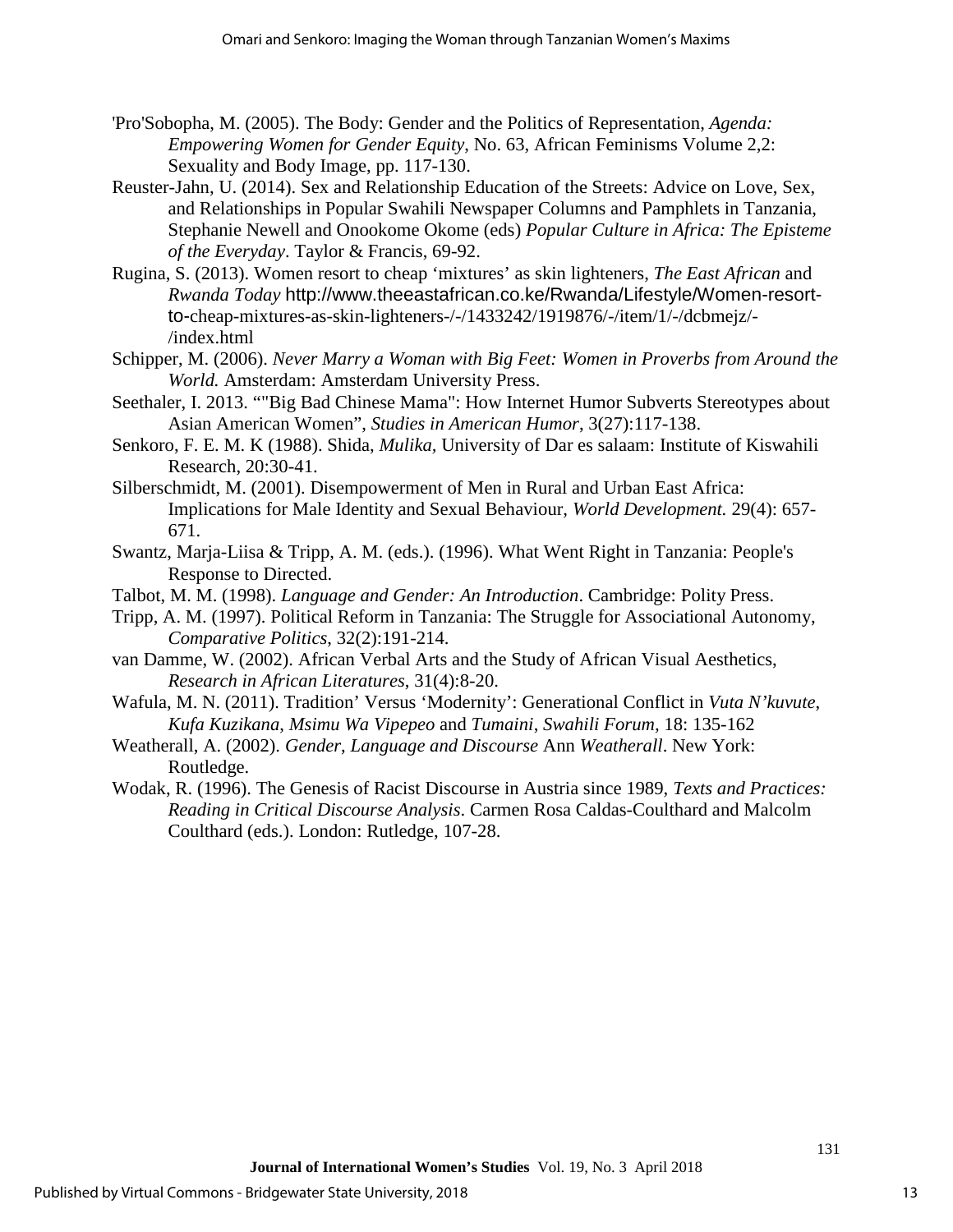'Pro'Sobopha, M. (2005). The Body: Gender and the Politics of Representation, *Agenda: Empowering Women for Gender Equity*, No. 63, African Feminisms Volume 2,2: Sexuality and Body Image, pp. 117-130.

Reuster-Jahn, U. (2014). Sex and Relationship Education of the Streets: Advice on Love, Sex, and Relationships in Popular Swahili Newspaper Columns and Pamphlets in Tanzania, Stephanie Newell and Onookome Okome (eds) *Popular Culture in Africa: The Episteme of the Everyday*. Taylor & Francis, 69-92.

Rugina, S. (2013). Women resort to cheap 'mixtures' as skin lighteners, *The East African* and *Rwanda Today* http://www.theeastafrican.co.ke/Rwanda/Lifestyle/Women-resort-to-cheap-mixtures-as-skin-lighteners-/-/1433242/1919876/-/item/1/-/dcbmejz/-/index.html

Schipper, M. (2006). *Never Marry a Woman with Big Feet: Women in Proverbs from Around the World.* Amsterdam: Amsterdam University Press.

Seethaler, I. 2013. ""Big Bad Chinese Mama": How Internet Humor Subverts Stereotypes about Asian American Women", *Studies in American Humor*, 3(27):117-138.

Senkoro, F. E. M. K (1988). Shida, *Mulika*, University of Dar es salaam: Institute of Kiswahili Research, 20:30-41.

Silberschmidt, M. (2001). Disempowerment of Men in Rural and Urban East Africa: Implications for Male Identity and Sexual Behaviour, *World Development.* 29(4): 657-671.

Swantz, Marja-Liisa & Tripp, A. M. (eds.). (1996). What Went Right in Tanzania: People's Response to Directed.

Talbot, M. M. (1998). *Language and Gender: An Introduction*. Cambridge: Polity Press.

Tripp, A. M. (1997). Political Reform in Tanzania: The Struggle for Associational Autonomy, *Comparative Politics*, 32(2):191-214.

van Damme, W. (2002). African Verbal Arts and the Study of African Visual Aesthetics, *Research in African Literatures*, 31(4):8-20.

Wafula, M. N. (2011). Tradition' Versus 'Modernity': Generational Conflict in *Vuta N'kuvute*, *Kufa Kuzikana*, *Msimu Wa Vipepeo* and *Tumaini*, *Swahili Forum*, 18: 135-162

Weatherall, A. (2002). *Gender*, *Language and Discourse* Ann *Weatherall*. New York: Routledge.

Wodak, R. (1996). The Genesis of Racist Discourse in Austria since 1989, *Texts and Practices: Reading in Critical Discourse Analysis*. Carmen Rosa Caldas-Coulthard and Malcolm Coulthard (eds.). London: Rutledge, 107-28.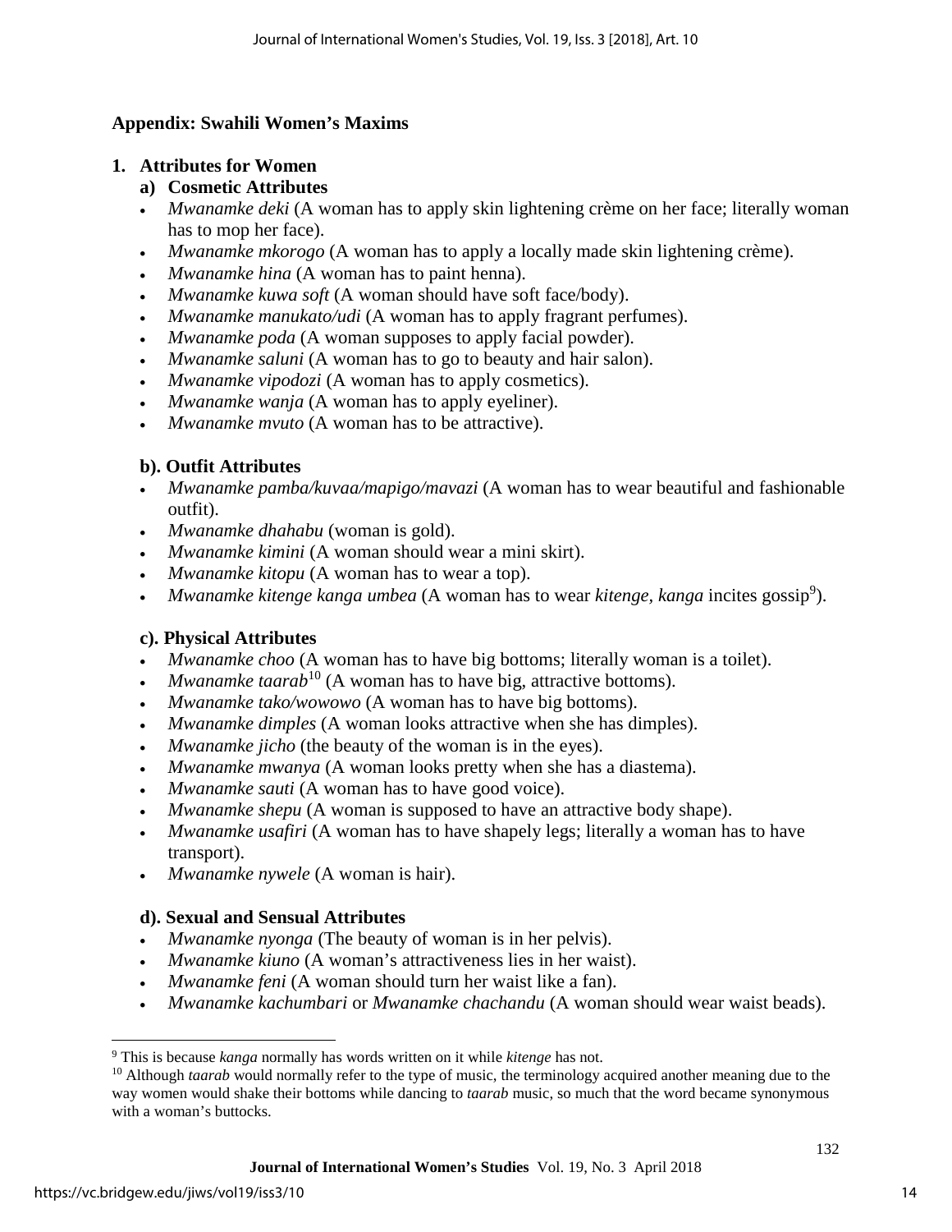## Appendix: Swahili Women's Maxims

### 1. Attributes for Women

#### a) Cosmetic Attributes

- *Mwanamke deki* (A woman has to apply skin lightening crème on her face; literally woman has to mop her face).
- *Mwanamke mkorogo* (A woman has to apply a locally made skin lightening crème).
- *Mwanamke hina* (A woman has to paint henna).
- *Mwanamke kuwa soft* (A woman should have soft face/body).
- *Mwanamke manukato/udi* (A woman has to apply fragrant perfumes).
- *Mwanamke poda* (A woman supposes to apply facial powder).
- *Mwanamke saluni* (A woman has to go to beauty and hair salon).
- *Mwanamke vipodozi* (A woman has to apply cosmetics).
- *Mwanamke wanja* (A woman has to apply eyeliner).
- *Mwanamke mvuto* (A woman has to be attractive).

#### b). Outfit Attributes

- *Mwanamke pamba/kuvaa/mapigo/mavazi* (A woman has to wear beautiful and fashionable outfit).
- *Mwanamke dhahabu* (woman is gold).
- *Mwanamke kimini* (A woman should wear a mini skirt).
- *Mwanamke kitopu* (A woman has to wear a top).
- *Mwanamke kitenge kanga umbea* (A woman has to wear *kitenge, kanga* incites gossip[9]).

#### c). Physical Attributes

- *Mwanamke choo* (A woman has to have big bottoms; literally woman is a toilet).
- *Mwanamke taarab*[10] (A woman has to have big, attractive bottoms).
- *Mwanamke tako/wowowo* (A woman has to have big bottoms).
- *Mwanamke dimples* (A woman looks attractive when she has dimples).
- *Mwanamke jicho* (the beauty of the woman is in the eyes).
- *Mwanamke mwanya* (A woman looks pretty when she has a diastema).
- *Mwanamke sauti* (A woman has to have good voice).
- *Mwanamke shepu* (A woman is supposed to have an attractive body shape).
- *Mwanamke usafiri* (A woman has to have shapely legs; literally a woman has to have transport).
- *Mwanamke nywele* (A woman is hair).

#### d). Sexual and Sensual Attributes

- *Mwanamke nyonga* (The beauty of woman is in her pelvis).
- *Mwanamke kiuno* (A woman's attractiveness lies in her waist).
- *Mwanamke feni* (A woman should turn her waist like a fan).
- *Mwanamke kachumbari* or *Mwanamke chachandu* (A woman should wear waist beads).

---

[9] This is because *kanga* normally has words written on it while *kitenge* has not.

[10] Although *taarab* would normally refer to the type of music, the terminology acquired another meaning due to the way women would shake their bottoms while dancing to *taarab* music, so much that the word became synonymous with a woman's buttocks.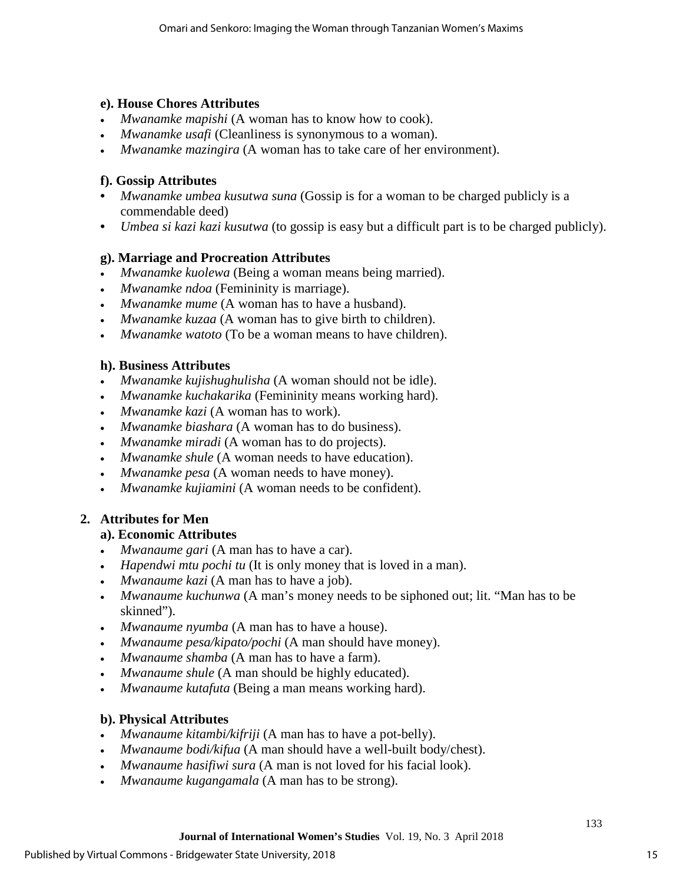#### e). House Chores Attributes

- *Mwanamke mapishi* (A woman has to know how to cook).
- *Mwanamke usafi* (Cleanliness is synonymous to a woman).
- *Mwanamke mazingira* (A woman has to take care of her environment).

#### f). Gossip Attributes

- *Mwanamke umbea kusutwa suna* (Gossip is for a woman to be charged publicly is a commendable deed)
- *Umbea si kazi kazi kusutwa* (to gossip is easy but a difficult part is to be charged publicly).

#### g). Marriage and Procreation Attributes

- *Mwanamke kuolewa* (Being a woman means being married).
- *Mwanamke ndoa* (Femininity is marriage).
- *Mwanamke mume* (A woman has to have a husband).
- *Mwanamke kuzaa* (A woman has to give birth to children).
- *Mwanamke watoto* (To be a woman means to have children).

#### h). Business Attributes

- *Mwanamke kujishughulisha* (A woman should not be idle).
- *Mwanamke kuchakarika* (Femininity means working hard).
- *Mwanamke kazi* (A woman has to work).
- *Mwanamke biashara* (A woman has to do business).
- *Mwanamke miradi* (A woman has to do projects).
- *Mwanamke shule* (A woman needs to have education).
- *Mwanamke pesa* (A woman needs to have money).
- *Mwanamke kujiamini* (A woman needs to be confident).

### 2. Attributes for Men

#### a). Economic Attributes

- *Mwanaume gari* (A man has to have a car).
- *Hapendwi mtu pochi tu* (It is only money that is loved in a man).
- *Mwanaume kazi* (A man has to have a job).
- *Mwanaume kuchunwa* (A man's money needs to be siphoned out; lit. "Man has to be skinned").
- *Mwanaume nyumba* (A man has to have a house).
- *Mwanaume pesa/kipato/pochi* (A man should have money).
- *Mwanaume shamba* (A man has to have a farm).
- *Mwanaume shule* (A man should be highly educated).
- *Mwanaume kutafuta* (Being a man means working hard).

#### b). Physical Attributes

- *Mwanaume kitambi/kifriji* (A man has to have a pot-belly).
- *Mwanaume bodi/kifua* (A man should have a well-built body/chest).
- *Mwanaume hasifiwi sura* (A man is not loved for his facial look).
- *Mwanaume kugangamala* (A man has to be strong).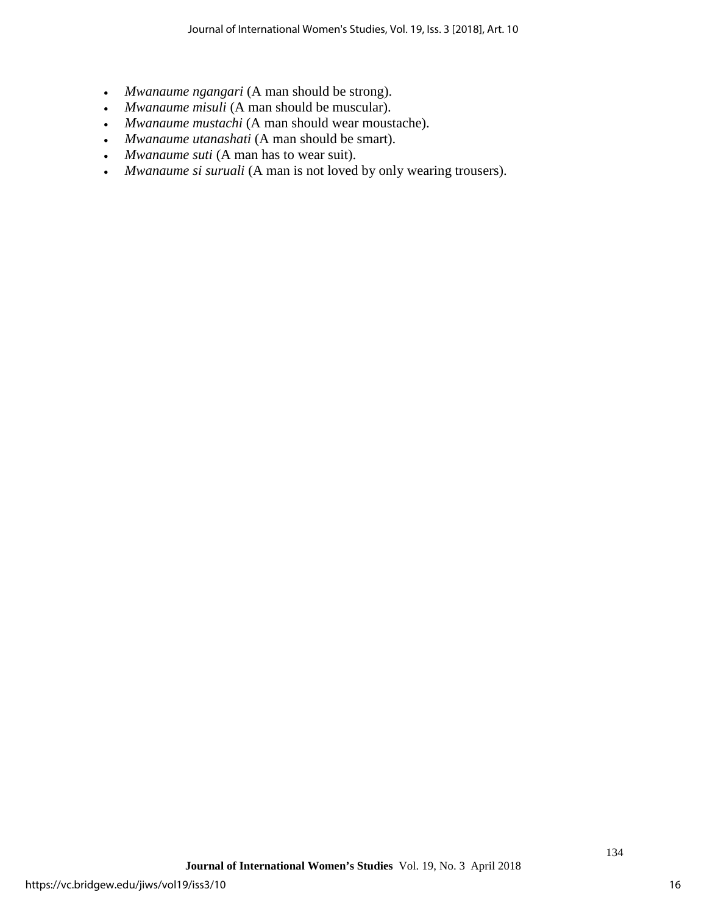- *Mwanaume ngangari* (A man should be strong).
- *Mwanaume misuli* (A man should be muscular).
- *Mwanaume mustachi* (A man should wear moustache).
- *Mwanaume utanashati* (A man should be smart).
- *Mwanaume suti* (A man has to wear suit).
- *Mwanaume si suruali* (A man is not loved by only wearing trousers).